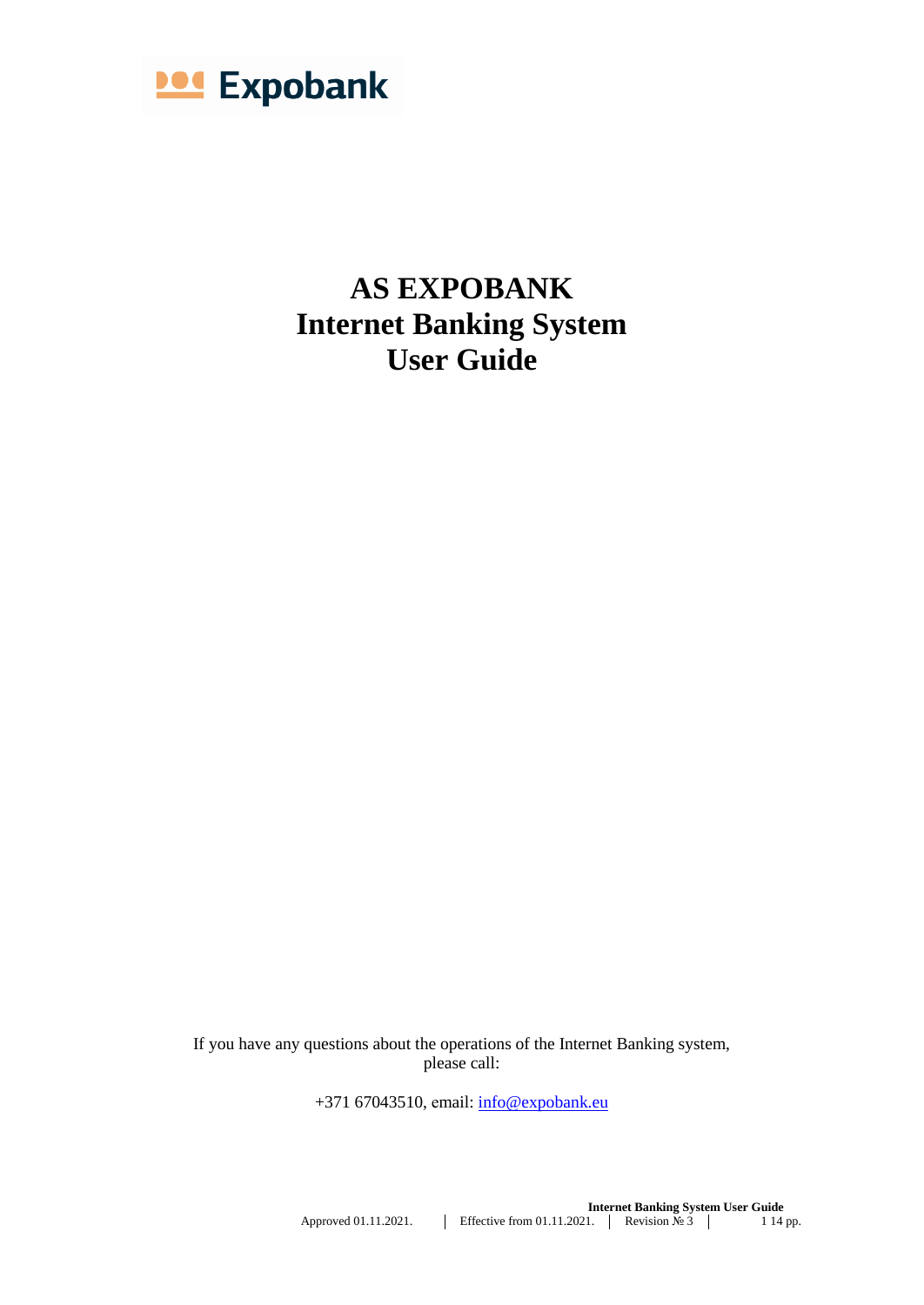Expobank

# AS EXPOBANK
# Internet Banking System
# User Guide

If you have any questions about the operations of the Internet Banking system, please call:

+371 67043510, email: [info@expobank.eu](mailto:info@expobank.eu)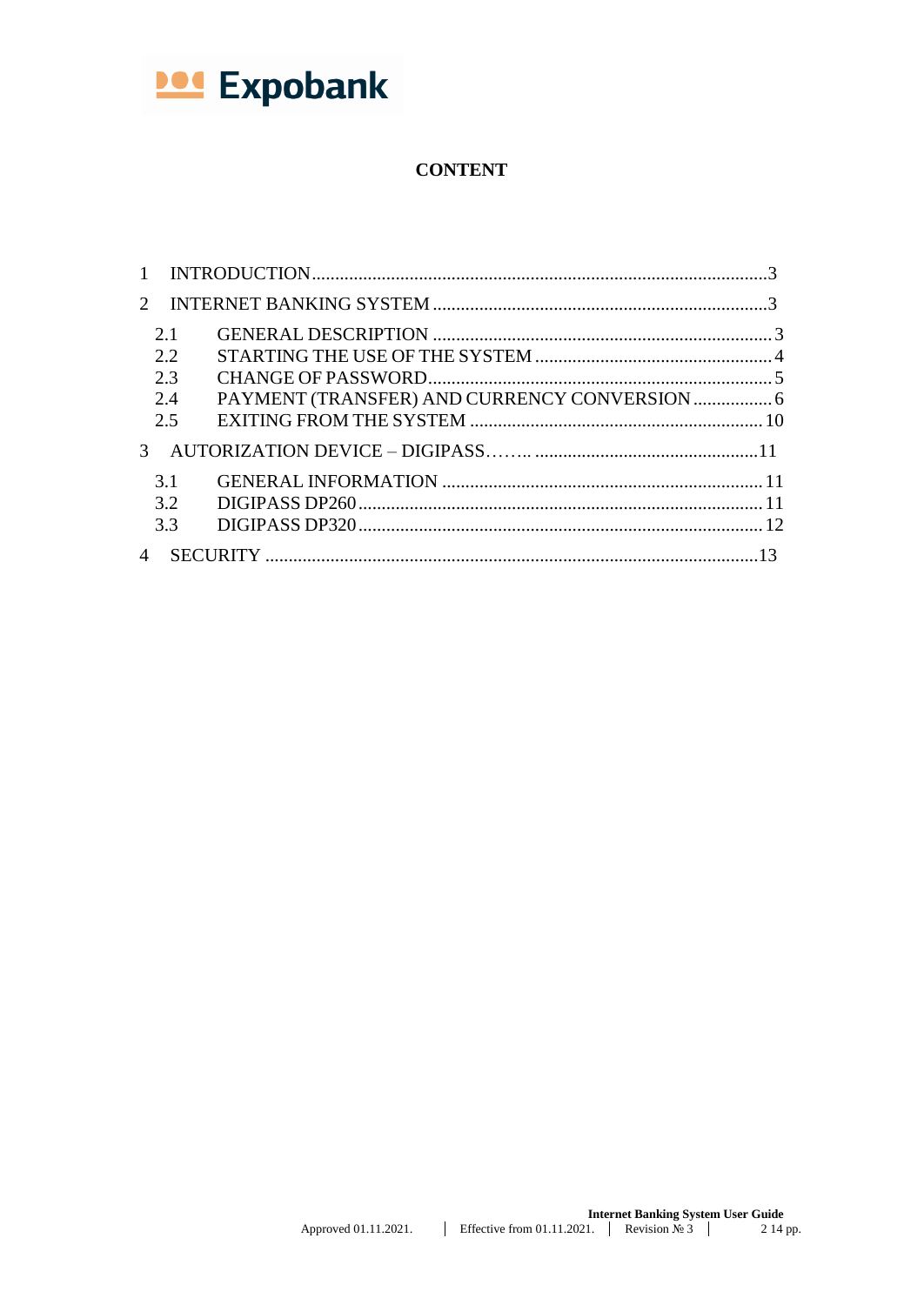# CONTENT

1 INTRODUCTION .......... 3

2 INTERNET BANKING SYSTEM .......... 3

- 2.1 GENERAL DESCRIPTION .......... 3
- 2.2 STARTING THE USE OF THE SYSTEM .......... 4
- 2.3 CHANGE OF PASSWORD .......... 5
- 2.4 PAYMENT (TRANSFER) AND CURRENCY CONVERSION .......... 6
- 2.5 EXITING FROM THE SYSTEM .......... 10

3 AUTORIZATION DEVICE – DIGIPASS…….. .......... 11

- 3.1 GENERAL INFORMATION .......... 11
- 3.2 DIGIPASS DP260 .......... 11
- 3.3 DIGIPASS DP320 .......... 12

4 SECURITY .......... 13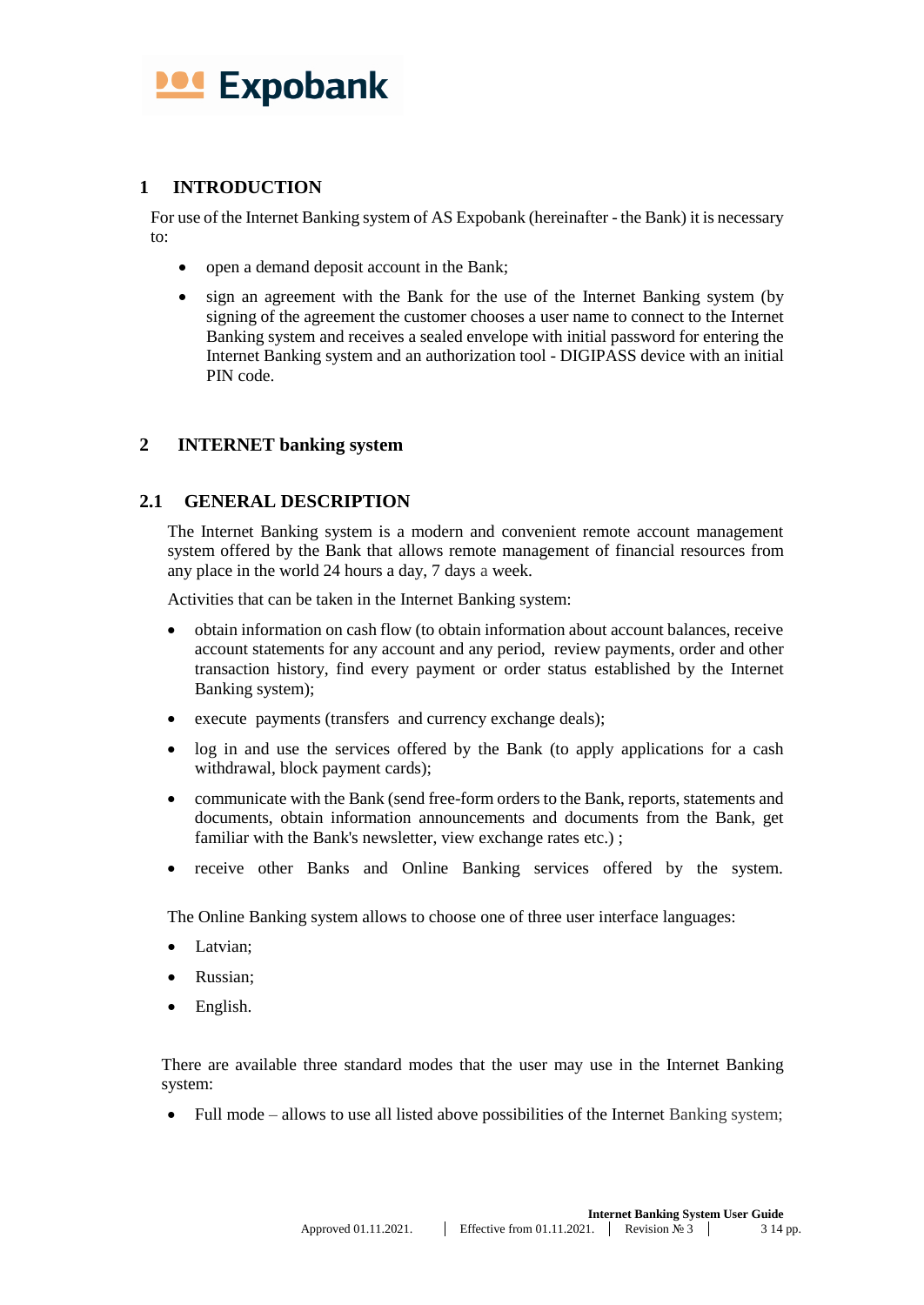# 1 INTRODUCTION

For use of the Internet Banking system of AS Expobank (hereinafter - the Bank) it is necessary to:

- open a demand deposit account in the Bank;
- sign an agreement with the Bank for the use of the Internet Banking system (by signing of the agreement the customer chooses a user name to connect to the Internet Banking system and receives a sealed envelope with initial password for entering the Internet Banking system and an authorization tool - DIGIPASS device with an initial PIN code.

# 2 INTERNET banking system

## 2.1 GENERAL DESCRIPTION

The Internet Banking system is a modern and convenient remote account management system offered by the Bank that allows remote management of financial resources from any place in the world 24 hours a day, 7 days a week.

Activities that can be taken in the Internet Banking system:

- obtain information on cash flow (to obtain information about account balances, receive account statements for any account and any period, review payments, order and other transaction history, find every payment or order status established by the Internet Banking system);
- execute payments (transfers and currency exchange deals);
- log in and use the services offered by the Bank (to apply applications for a cash withdrawal, block payment cards);
- communicate with the Bank (send free-form orders to the Bank, reports, statements and documents, obtain information announcements and documents from the Bank, get familiar with the Bank's newsletter, view exchange rates etc.) ;
- receive other Banks and Online Banking services offered by the system.

The Online Banking system allows to choose one of three user interface languages:

- Latvian;
- Russian;
- English.

There are available three standard modes that the user may use in the Internet Banking system:

- Full mode – allows to use all listed above possibilities of the Internet Banking system;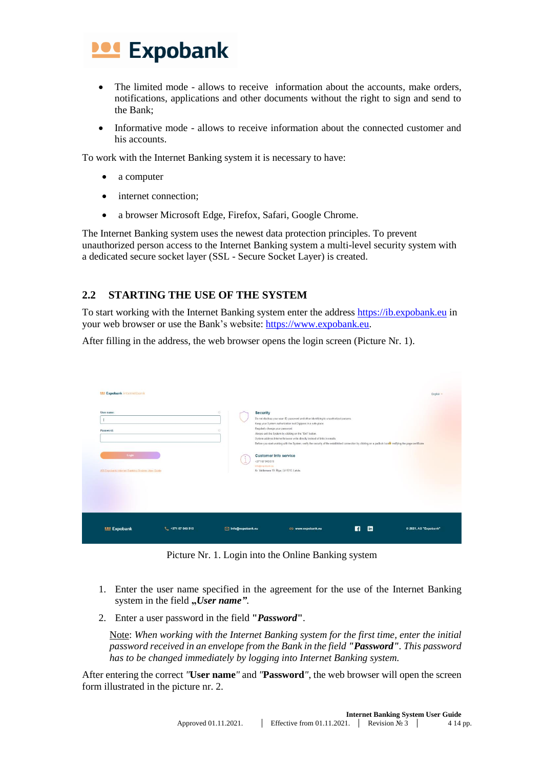- The limited mode - allows to receive information about the accounts, make orders, notifications, applications and other documents without the right to sign and send to the Bank;
- Informative mode - allows to receive information about the connected customer and his accounts.

To work with the Internet Banking system it is necessary to have:

- a computer
- internet connection;
- a browser Microsoft Edge, Firefox, Safari, Google Chrome.

The Internet Banking system uses the newest data protection principles. To prevent unauthorized person access to the Internet Banking system a multi-level security system with a dedicated secure socket layer (SSL - Secure Socket Layer) is created.

## 2.2 STARTING THE USE OF THE SYSTEM

To start working with the Internet Banking system enter the address https://ib.expobank.eu in your web browser or use the Bank's website: https://www.expobank.eu.

After filling in the address, the web browser opens the login screen (Picture Nr. 1).

Picture Nr. 1. Login into the Online Banking system

1. Enter the user name specified in the agreement for the use of the Internet Banking system in the field ***„User name"***.
2. Enter a user password in the field **"*Password*"**.

   Note: *When working with the Internet Banking system for the first time, enter the initial password received in an envelope from the Bank in the field "**Password**". This password has to be changed immediately by logging into Internet Banking system.*

After entering the correct *"***User name***"* and *"***Password***"*, the web browser will open the screen form illustrated in the picture nr. 2.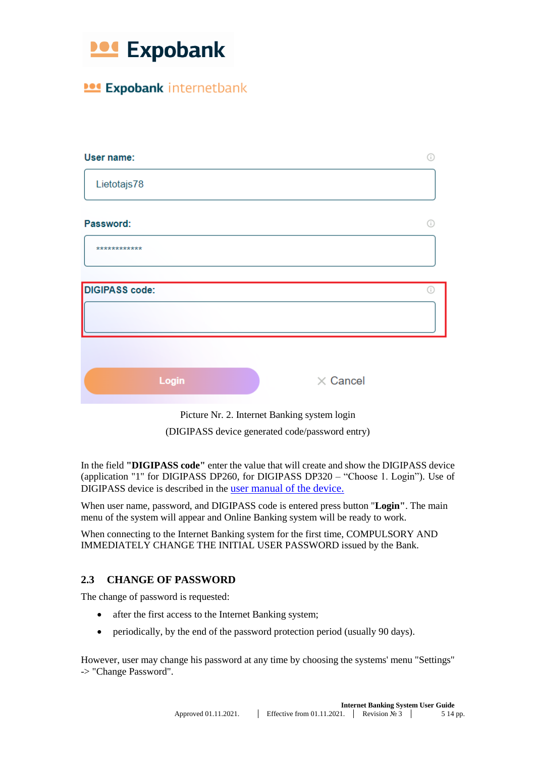Picture Nr. 2. Internet Banking system login

(DIGIPASS device generated code/password entry)

In the field **"DIGIPASS code"** enter the value that will create and show the DIGIPASS device (application "1" for DIGIPASS DP260, for DIGIPASS DP320 – "Choose 1. Login"). Use of DIGIPASS device is described in the user manual of the device.

When user name, password, and DIGIPASS code is entered press button "**Login**". The main menu of the system will appear and Online Banking system will be ready to work.

When connecting to the Internet Banking system for the first time, COMPULSORY AND IMMEDIATELY CHANGE THE INITIAL USER PASSWORD issued by the Bank.

## 2.3 CHANGE OF PASSWORD

The change of password is requested:

- after the first access to the Internet Banking system;
- periodically, by the end of the password protection period (usually 90 days).

However, user may change his password at any time by choosing the systems' menu "Settings" -> "Change Password".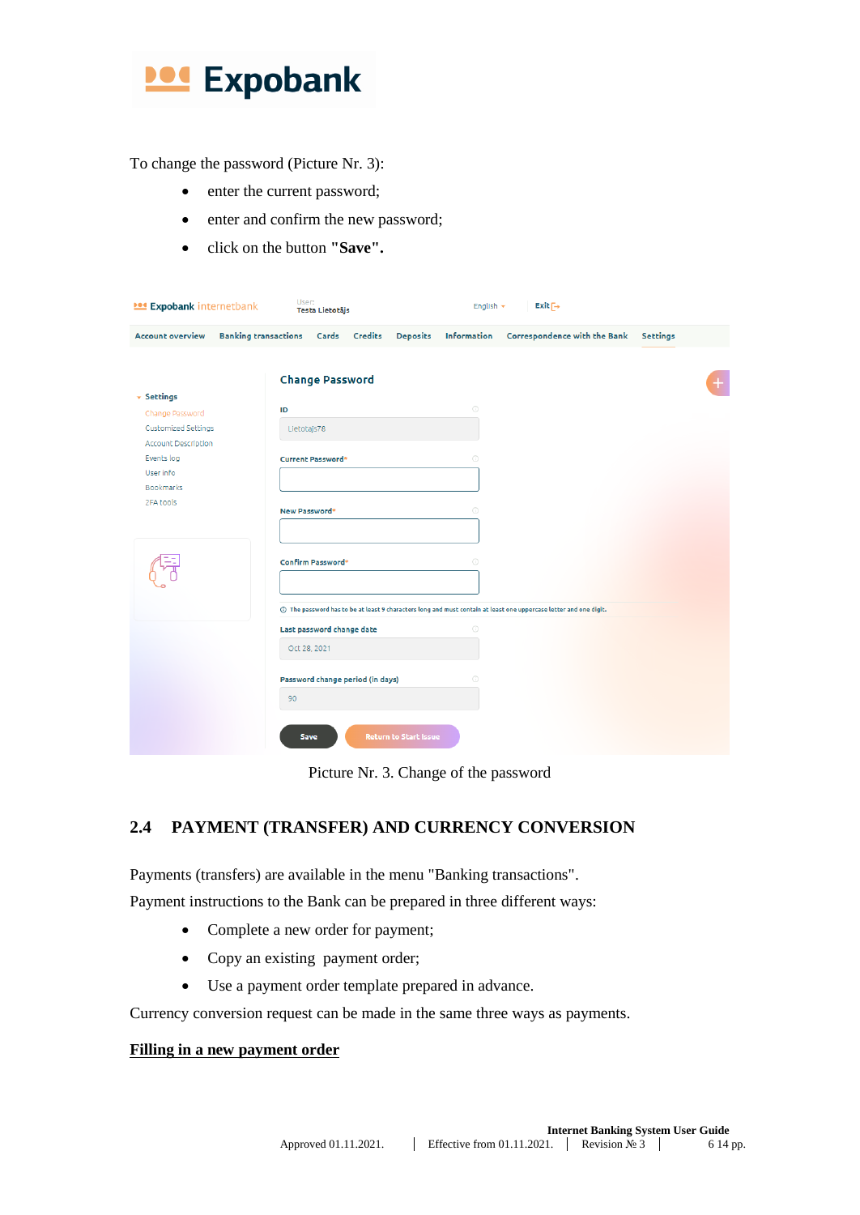To change the password (Picture Nr. 3):

- enter the current password;
- enter and confirm the new password;
- click on the button **"Save".**

Picture Nr. 3. Change of the password

## 2.4 PAYMENT (TRANSFER) AND CURRENCY CONVERSION

Payments (transfers) are available in the menu "Banking transactions".

Payment instructions to the Bank can be prepared in three different ways:

- Complete a new order for payment;
- Copy an existing payment order;
- Use a payment order template prepared in advance.

Currency conversion request can be made in the same three ways as payments.

**Filling in a new payment order**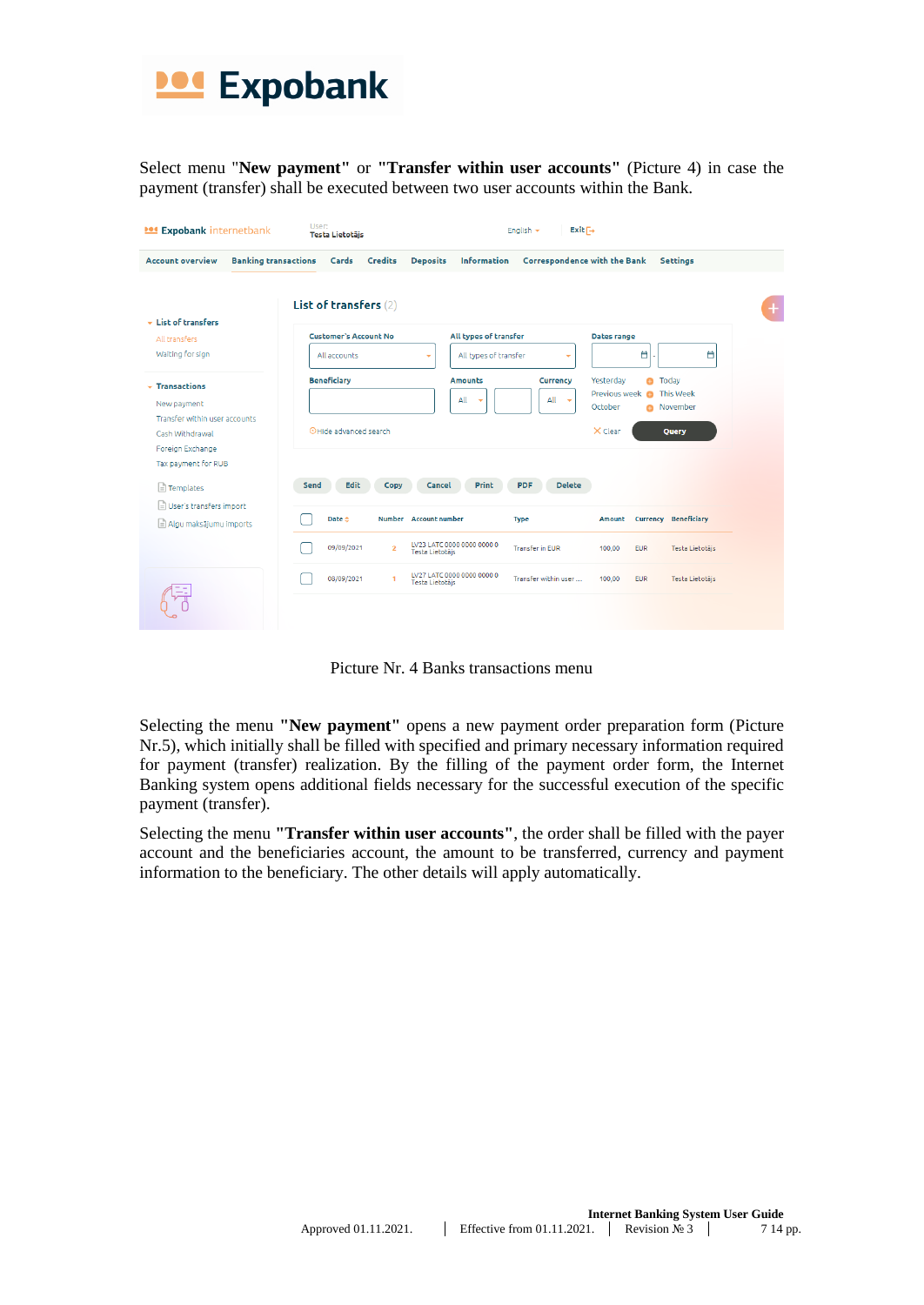Select menu "**New payment**" or "**Transfer within user accounts**" (Picture 4) in case the payment (transfer) shall be executed between two user accounts within the Bank.

Picture Nr. 4 Banks transactions menu

Selecting the menu "**New payment**" opens a new payment order preparation form (Picture Nr.5), which initially shall be filled with specified and primary necessary information required for payment (transfer) realization. By the filling of the payment order form, the Internet Banking system opens additional fields necessary for the successful execution of the specific payment (transfer).

Selecting the menu "**Transfer within user accounts**", the order shall be filled with the payer account and the beneficiaries account, the amount to be transferred, currency and payment information to the beneficiary. The other details will apply automatically.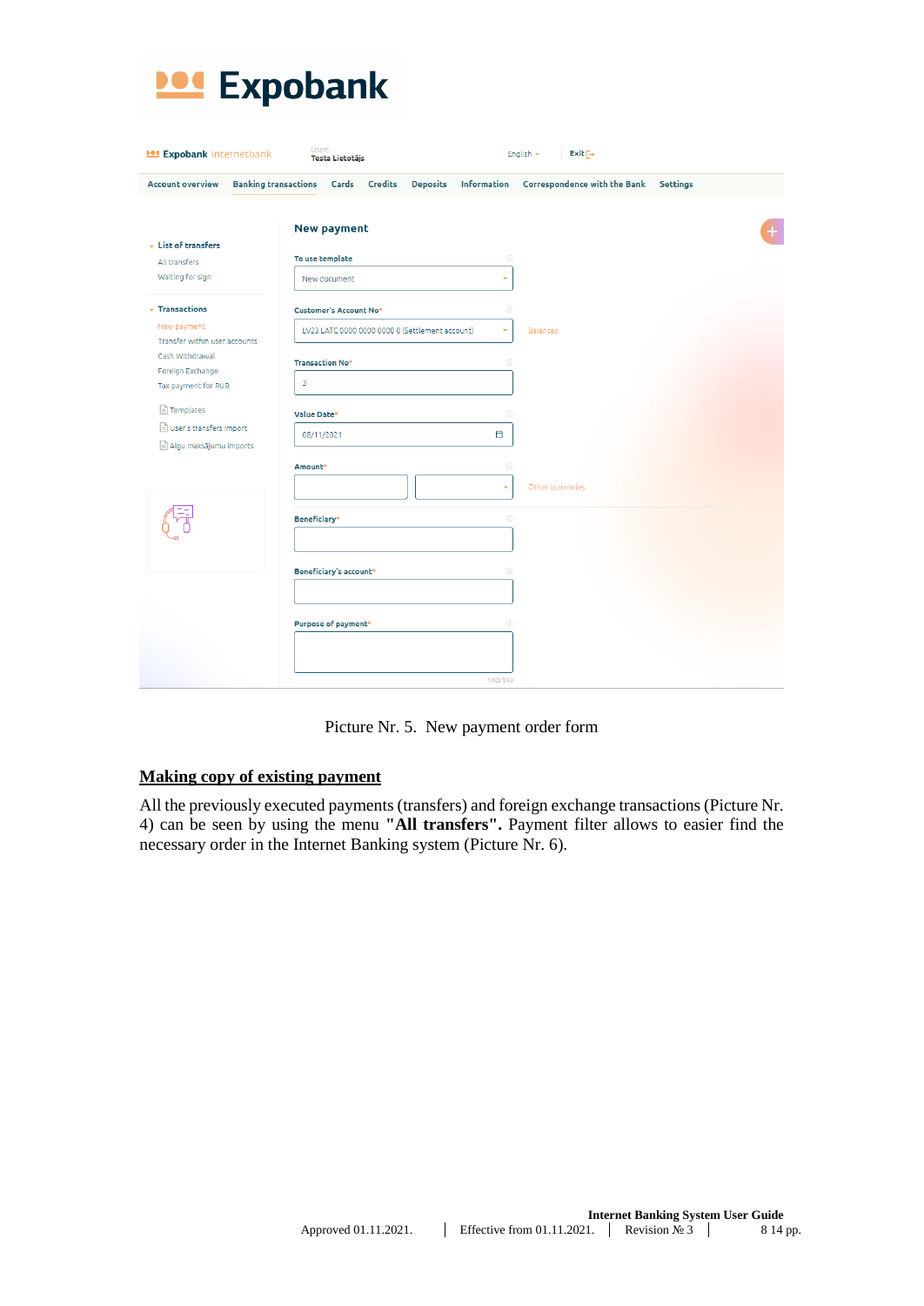Picture Nr. 5. New payment order form

## Making copy of existing payment

All the previously executed payments (transfers) and foreign exchange transactions (Picture Nr. 4) can be seen by using the menu **"All transfers".** Payment filter allows to easier find the necessary order in the Internet Banking system (Picture Nr. 6).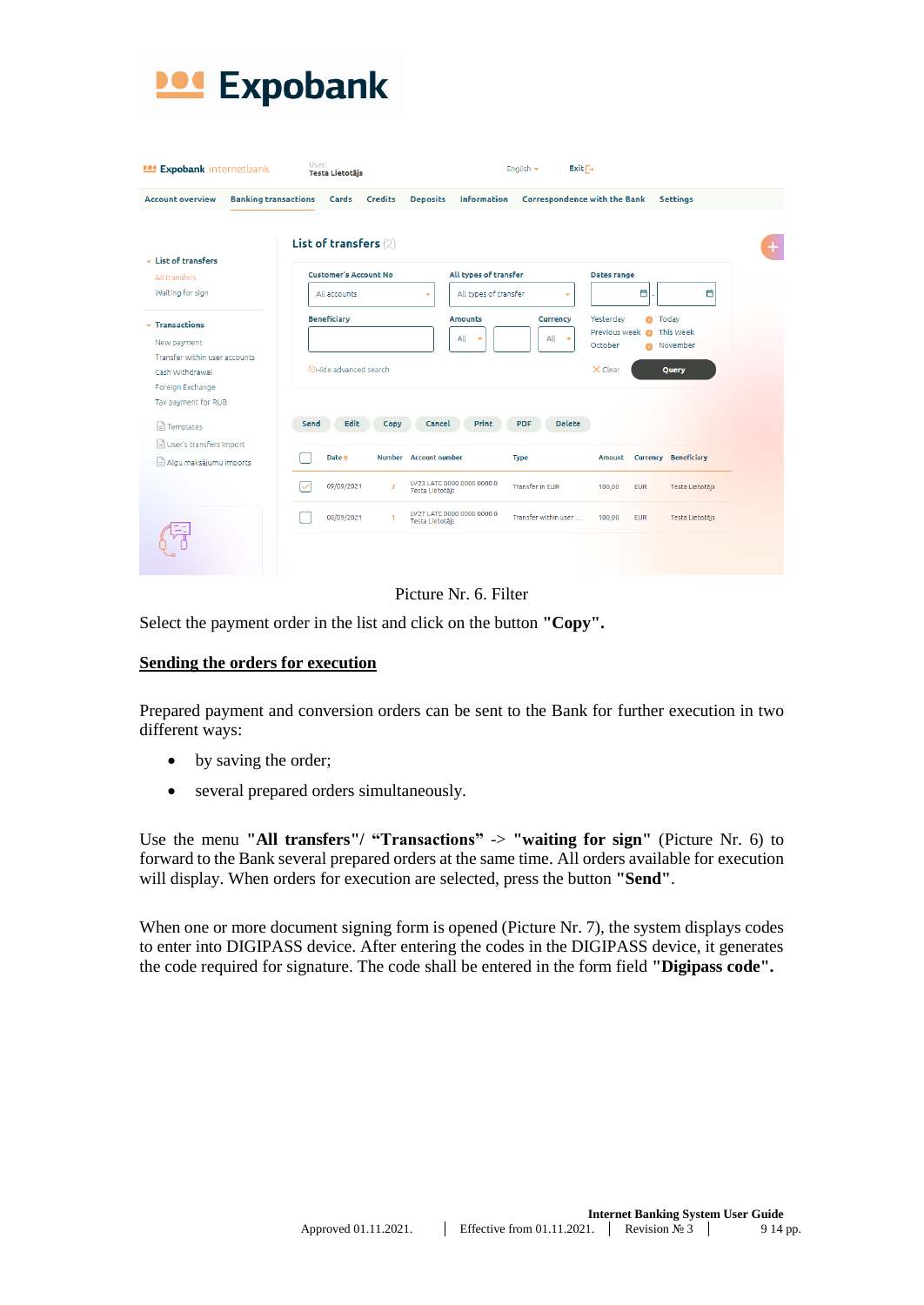Picture Nr. 6. Filter

Select the payment order in the list and click on the button **"Copy".**

**Sending the orders for execution**

Prepared payment and conversion orders can be sent to the Bank for further execution in two different ways:

- by saving the order;
- several prepared orders simultaneously.

Use the menu **"All transfers"/ "Transactions"** -> **"waiting for sign"** (Picture Nr. 6) to forward to the Bank several prepared orders at the same time. All orders available for execution will display. When orders for execution are selected, press the button **"Send"**.

When one or more document signing form is opened (Picture Nr. 7), the system displays codes to enter into DIGIPASS device. After entering the codes in the DIGIPASS device, it generates the code required for signature. The code shall be entered in the form field **"Digipass code".**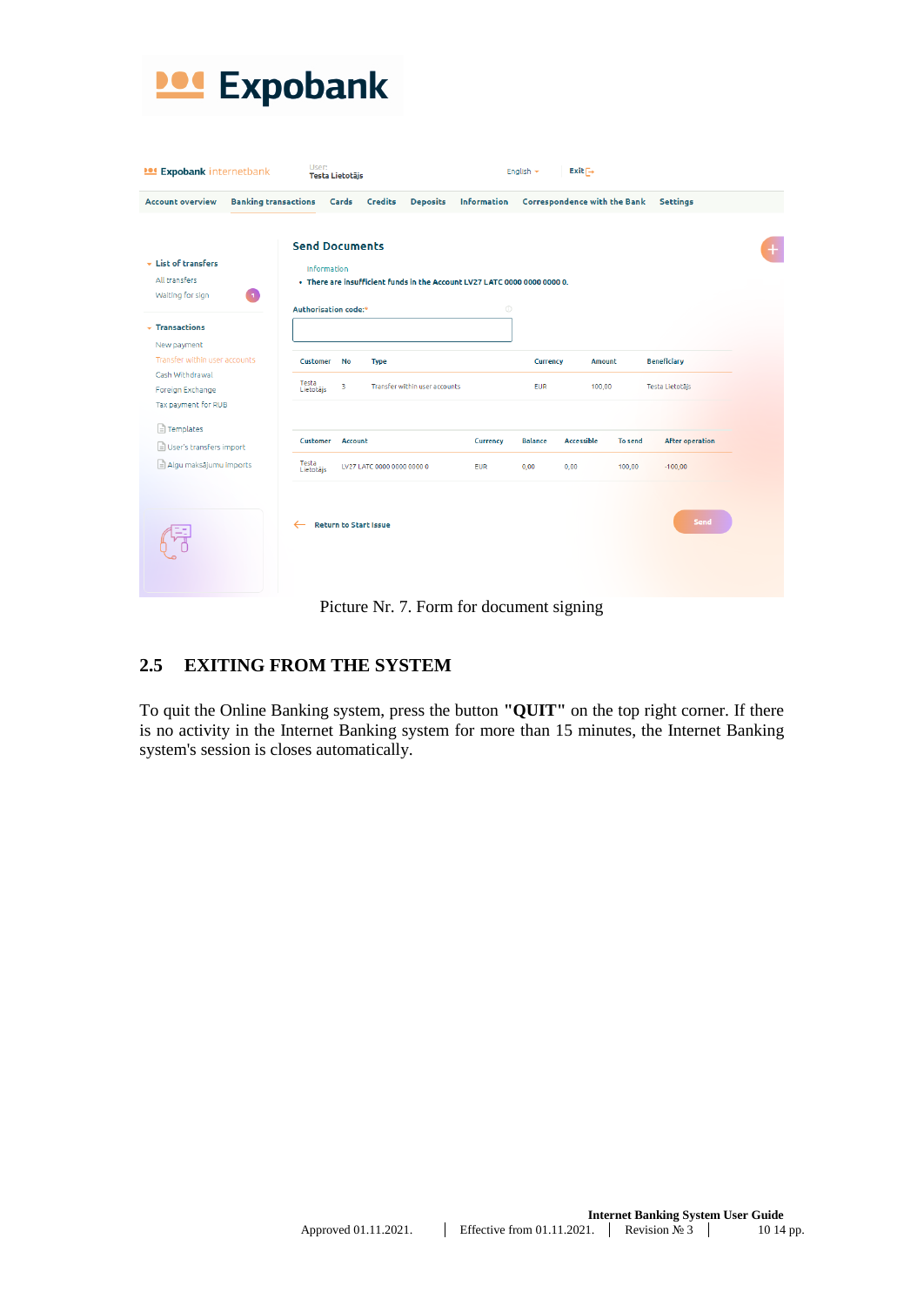Picture Nr. 7. Form for document signing

## 2.5 EXITING FROM THE SYSTEM

To quit the Online Banking system, press the button **"QUIT"** on the top right corner. If there is no activity in the Internet Banking system for more than 15 minutes, the Internet Banking system's session is closes automatically.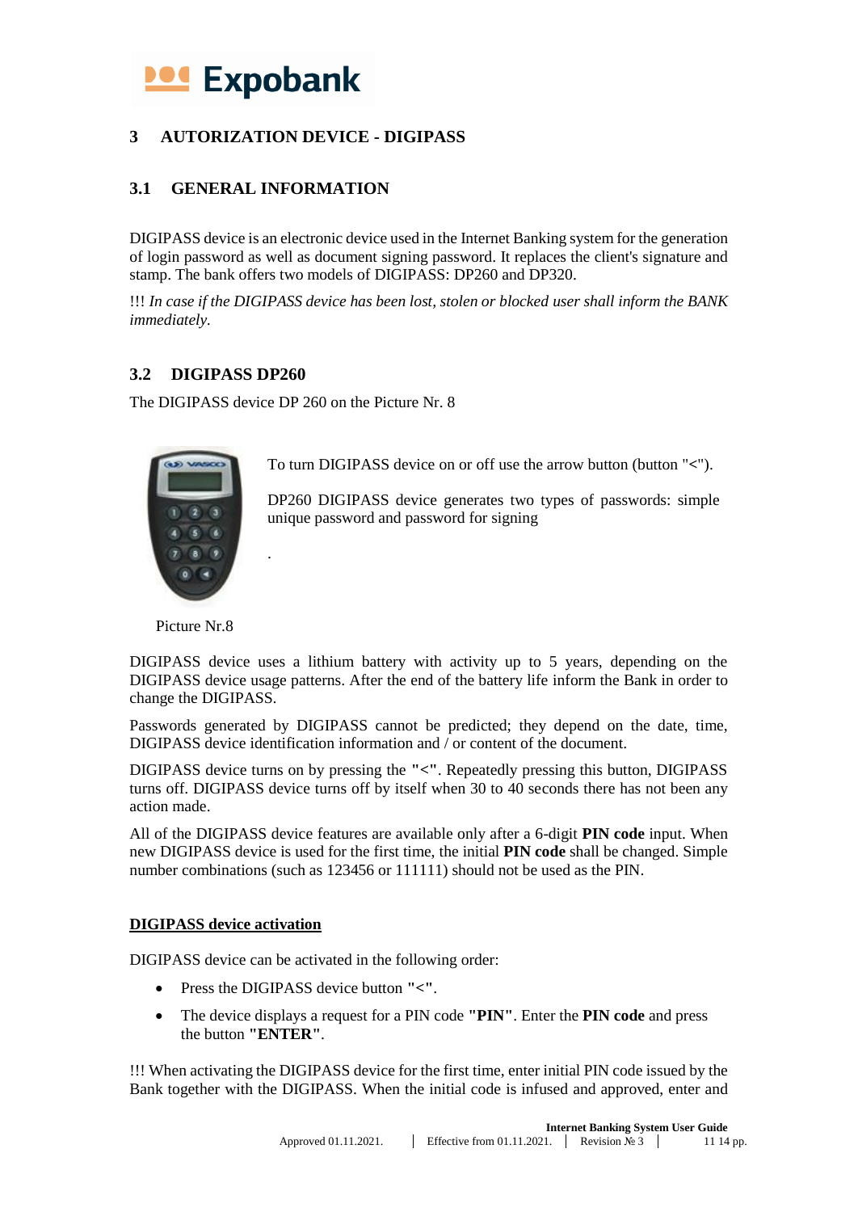## 3 AUTORIZATION DEVICE - DIGIPASS

### 3.1 GENERAL INFORMATION

DIGIPASS device is an electronic device used in the Internet Banking system for the generation of login password as well as document signing password. It replaces the client's signature and stamp. The bank offers two models of DIGIPASS: DP260 and DP320.

!!! *In case if the DIGIPASS device has been lost, stolen or blocked user shall inform the BANK immediately.*

### 3.2 DIGIPASS DP260

The DIGIPASS device DP 260 on the Picture Nr. 8

To turn DIGIPASS device on or off use the arrow button (button "<").

DP260 DIGIPASS device generates two types of passwords: simple unique password and password for signing

.

Picture Nr.8

DIGIPASS device uses a lithium battery with activity up to 5 years, depending on the DIGIPASS device usage patterns. After the end of the battery life inform the Bank in order to change the DIGIPASS.

Passwords generated by DIGIPASS cannot be predicted; they depend on the date, time, DIGIPASS device identification information and / or content of the document.

DIGIPASS device turns on by pressing the **"<"**. Repeatedly pressing this button, DIGIPASS turns off. DIGIPASS device turns off by itself when 30 to 40 seconds there has not been any action made.

All of the DIGIPASS device features are available only after a 6-digit **PIN code** input. When new DIGIPASS device is used for the first time, the initial **PIN code** shall be changed. Simple number combinations (such as 123456 or 111111) should not be used as the PIN.

**<u>DIGIPASS device activation</u>**

DIGIPASS device can be activated in the following order:

- Press the DIGIPASS device button **"<"**.
- The device displays a request for a PIN code **"PIN"**. Enter the **PIN code** and press the button **"ENTER"**.

!!! When activating the DIGIPASS device for the first time, enter initial PIN code issued by the Bank together with the DIGIPASS. When the initial code is infused and approved, enter and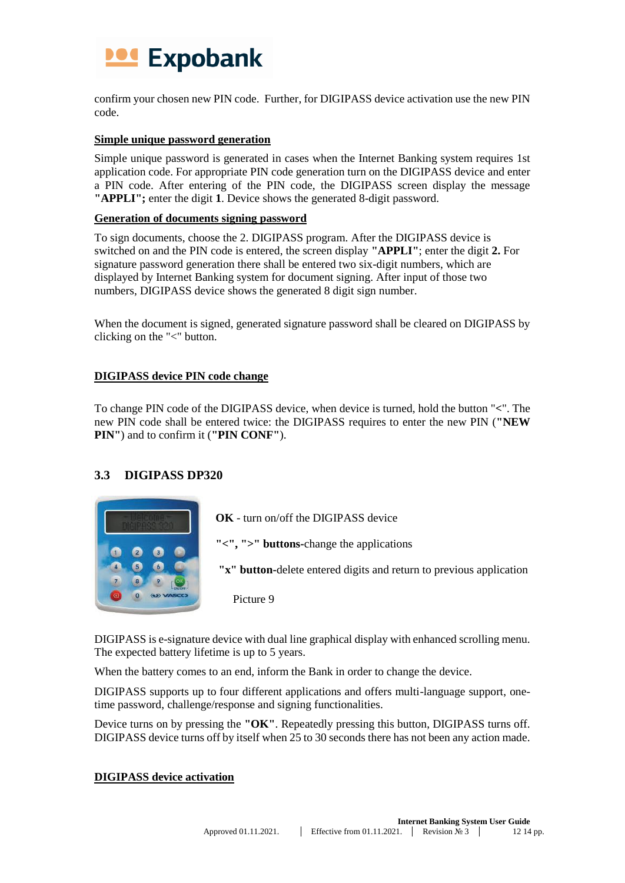confirm your chosen new PIN code. Further, for DIGIPASS device activation use the new PIN code.

**Simple unique password generation**

Simple unique password is generated in cases when the Internet Banking system requires 1st application code. For appropriate PIN code generation turn on the DIGIPASS device and enter a PIN code. After entering of the PIN code, the DIGIPASS screen display the message **"APPLI";** enter the digit **1**. Device shows the generated 8-digit password.

**Generation of documents signing password**

To sign documents, choose the 2. DIGIPASS program. After the DIGIPASS device is switched on and the PIN code is entered, the screen display **"APPLI"**; enter the digit **2.** For signature password generation there shall be entered two six-digit numbers, which are displayed by Internet Banking system for document signing. After input of those two numbers, DIGIPASS device shows the generated 8 digit sign number.

When the document is signed, generated signature password shall be cleared on DIGIPASS by clicking on the "<" button.

**DIGIPASS device PIN code change**

To change PIN code of the DIGIPASS device, when device is turned, hold the button "<". The new PIN code shall be entered twice: the DIGIPASS requires to enter the new PIN (**"NEW PIN"**) and to confirm it (**"PIN CONF"**).

## 3.3 DIGIPASS DP320

**OK** - turn on/off the DIGIPASS device

**"<", ">" buttons**-change the applications

**"x" button**-delete entered digits and return to previous application

Picture 9

DIGIPASS is e-signature device with dual line graphical display with enhanced scrolling menu. The expected battery lifetime is up to 5 years.

When the battery comes to an end, inform the Bank in order to change the device.

DIGIPASS supports up to four different applications and offers multi-language support, one-time password, challenge/response and signing functionalities.

Device turns on by pressing the **"OK"**. Repeatedly pressing this button, DIGIPASS turns off. DIGIPASS device turns off by itself when 25 to 30 seconds there has not been any action made.

**DIGIPASS device activation**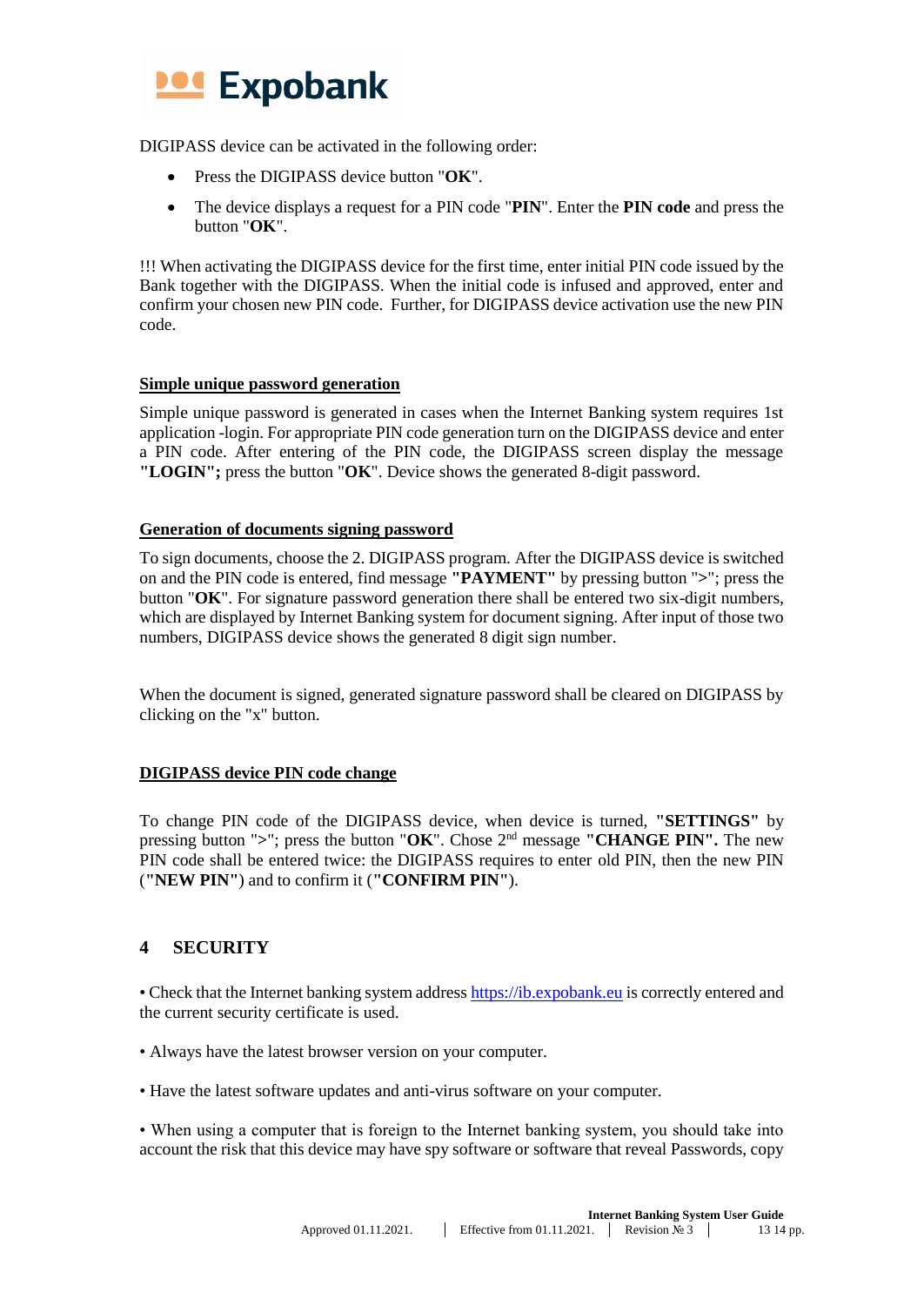DIGIPASS device can be activated in the following order:

- Press the DIGIPASS device button "**OK**".
- The device displays a request for a PIN code "**PIN**". Enter the **PIN code** and press the button "**OK**".

!!! When activating the DIGIPASS device for the first time, enter initial PIN code issued by the Bank together with the DIGIPASS. When the initial code is infused and approved, enter and confirm your chosen new PIN code. Further, for DIGIPASS device activation use the new PIN code.

**Simple unique password generation**

Simple unique password is generated in cases when the Internet Banking system requires 1st application -login. For appropriate PIN code generation turn on the DIGIPASS device and enter a PIN code. After entering of the PIN code, the DIGIPASS screen display the message **"LOGIN";** press the button "**OK**". Device shows the generated 8-digit password.

**Generation of documents signing password**

To sign documents, choose the 2. DIGIPASS program. After the DIGIPASS device is switched on and the PIN code is entered, find message **"PAYMENT"** by pressing button ">"; press the button "**OK**". For signature password generation there shall be entered two six-digit numbers, which are displayed by Internet Banking system for document signing. After input of those two numbers, DIGIPASS device shows the generated 8 digit sign number.

When the document is signed, generated signature password shall be cleared on DIGIPASS by clicking on the "x" button.

**DIGIPASS device PIN code change**

To change PIN code of the DIGIPASS device, when device is turned, **"SETTINGS"** by pressing button ">"; press the button "**OK**". Chose 2nd message **"CHANGE PIN".** The new PIN code shall be entered twice: the DIGIPASS requires to enter old PIN, then the new PIN (**"NEW PIN"**) and to confirm it (**"CONFIRM PIN"**).

## 4 SECURITY

• Check that the Internet banking system address https://ib.expobank.eu is correctly entered and the current security certificate is used.

• Always have the latest browser version on your computer.

• Have the latest software updates and anti-virus software on your computer.

• When using a computer that is foreign to the Internet banking system, you should take into account the risk that this device may have spy software or software that reveal Passwords, copy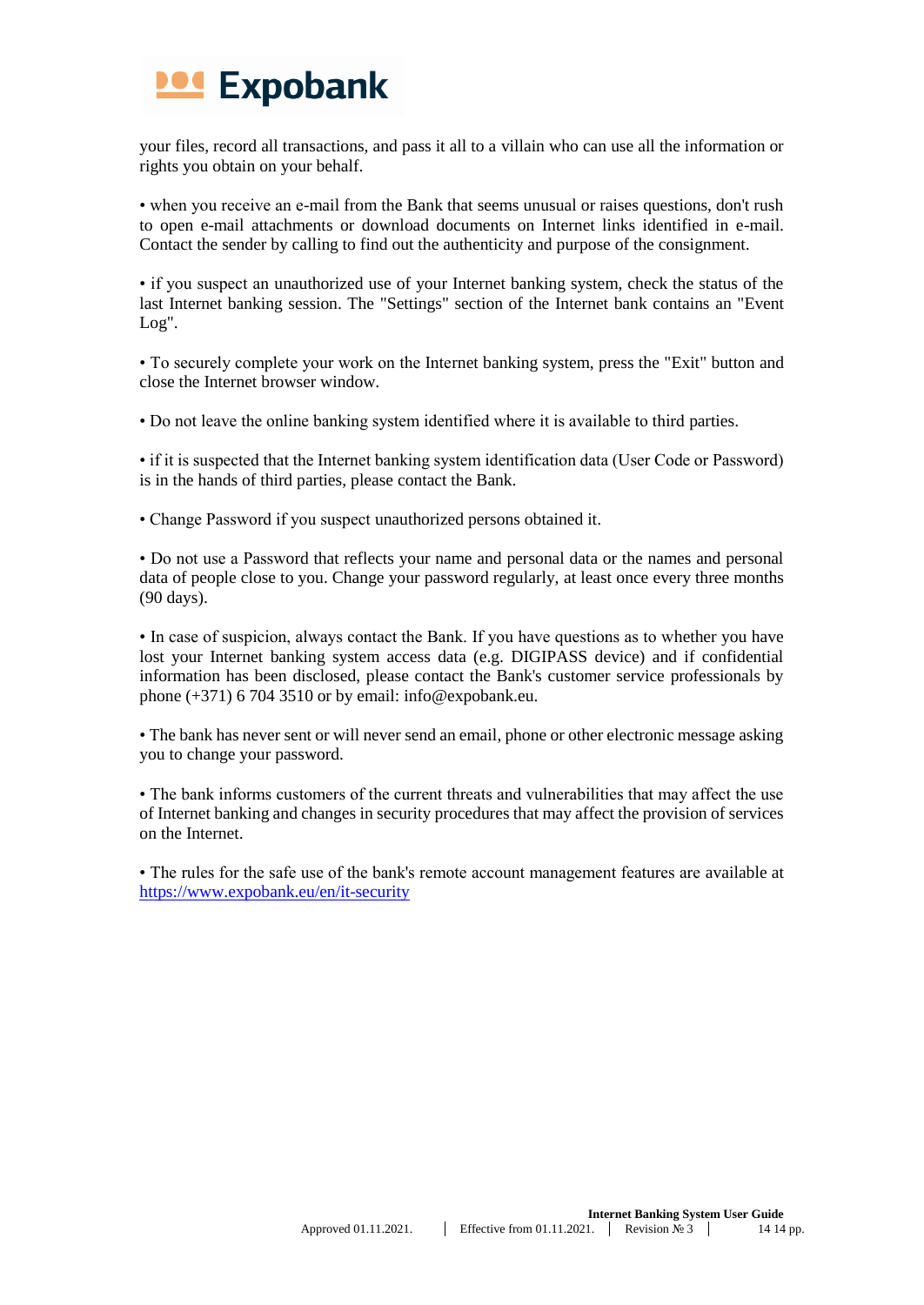your files, record all transactions, and pass it all to a villain who can use all the information or rights you obtain on your behalf.

• when you receive an e-mail from the Bank that seems unusual or raises questions, don't rush to open e-mail attachments or download documents on Internet links identified in e-mail. Contact the sender by calling to find out the authenticity and purpose of the consignment.

• if you suspect an unauthorized use of your Internet banking system, check the status of the last Internet banking session. The "Settings" section of the Internet bank contains an "Event Log".

• To securely complete your work on the Internet banking system, press the "Exit" button and close the Internet browser window.

• Do not leave the online banking system identified where it is available to third parties.

• if it is suspected that the Internet banking system identification data (User Code or Password) is in the hands of third parties, please contact the Bank.

• Change Password if you suspect unauthorized persons obtained it.

• Do not use a Password that reflects your name and personal data or the names and personal data of people close to you. Change your password regularly, at least once every three months (90 days).

• In case of suspicion, always contact the Bank. If you have questions as to whether you have lost your Internet banking system access data (e.g. DIGIPASS device) and if confidential information has been disclosed, please contact the Bank's customer service professionals by phone (+371) 6 704 3510 or by email: info@expobank.eu.

• The bank has never sent or will never send an email, phone or other electronic message asking you to change your password.

• The bank informs customers of the current threats and vulnerabilities that may affect the use of Internet banking and changes in security procedures that may affect the provision of services on the Internet.

• The rules for the safe use of the bank's remote account management features are available at https://www.expobank.eu/en/it-security